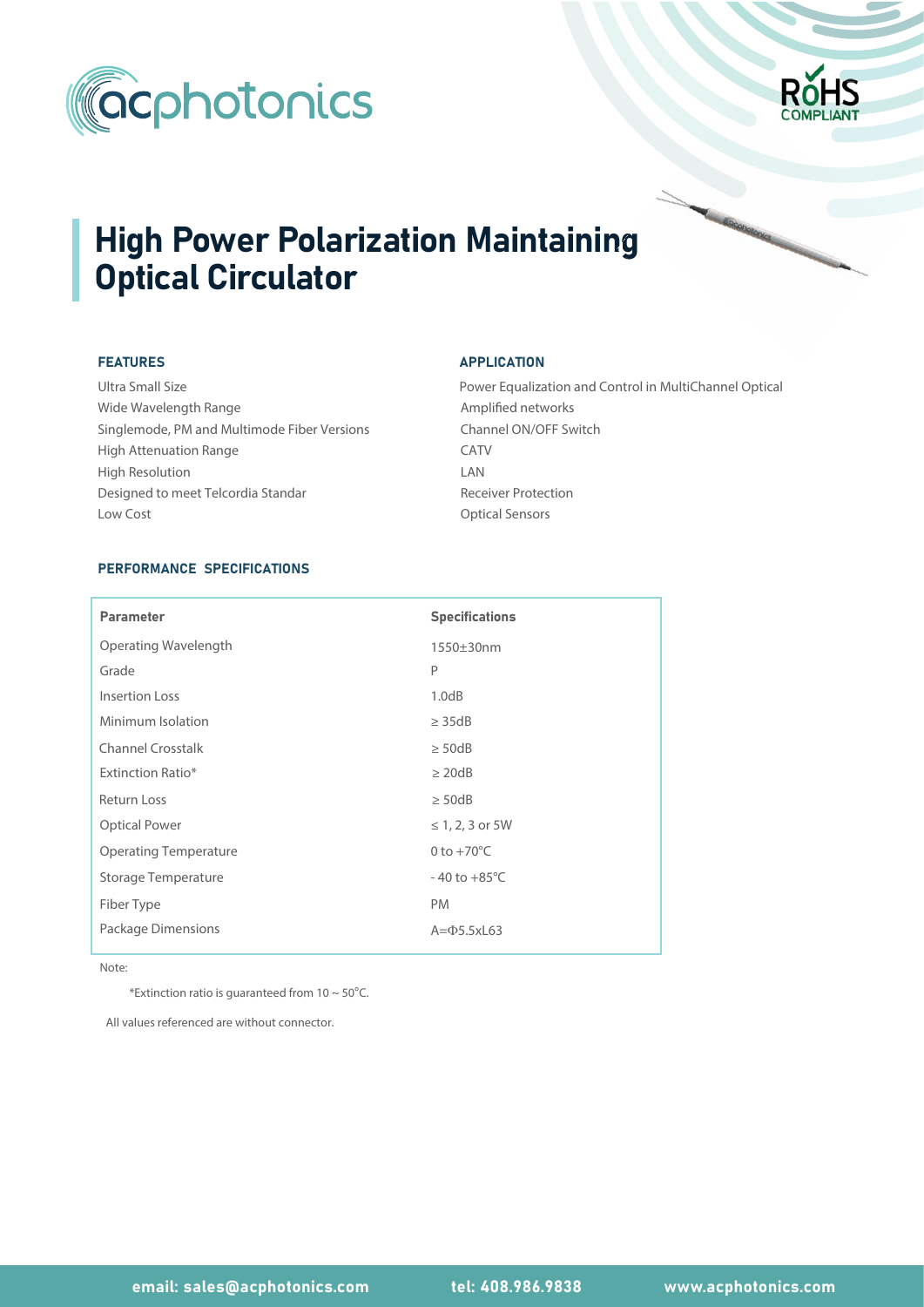# High Power Polarization Maintaining Optical Circulator

## FEATURES

Ultra Small Size
Wide Wavelength Range
Singlemode, PM and Multimode Fiber Versions
High Attenuation Range
High Resolution
Designed to meet Telcordia Standar
Low Cost

## APPLICATION

Power Equalization and Control in MultiChannel Optical Amplified networks
Channel ON/OFF Switch
CATV
LAN
Receiver Protection
Optical Sensors

## PERFORMANCE SPECIFICATIONS

| Parameter | Specifications |
|---|---|
| Operating Wavelength | 1550±30nm |
| Grade | P |
| Insertion Loss | 1.0dB |
| Minimum Isolation | ≥ 35dB |
| Channel Crosstalk | ≥ 50dB |
| Extinction Ratio* | ≥ 20dB |
| Return Loss | ≥ 50dB |
| Optical Power | ≤ 1, 2, 3 or 5W |
| Operating Temperature | 0 to +70°C |
| Storage Temperature | - 40 to +85°C |
| Fiber Type | PM |
| Package Dimensions | A=Φ5.5xL63 |

Note:

*Extinction ratio is guaranteed from 10 ~ 50°C.

All values referenced are without connector.

**email: sales@acphotonics.com** **tel: 408.986.9838** **www.acphotonics.com**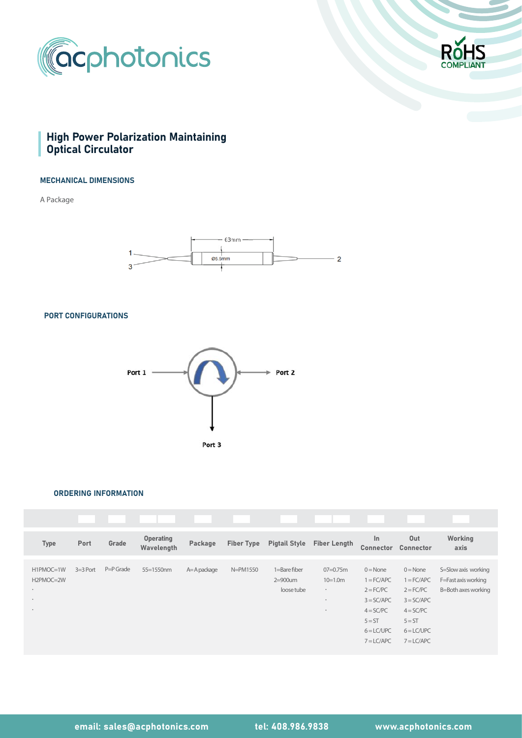## High Power Polarization Maintaining Optical Circulator

### MECHANICAL DIMENSIONS

A Package

1
3
63mm
Ø5.5mm
2

### PORT CONFIGURATIONS

Port 1
Port 2
Port 3

### ORDERING INFORMATION

| Type | Port | Grade | Operating Wavelength | Package | Fiber Type | Pigtail Style | Fiber Length | In Connector | Out Connector | Working axis |
|---|---|---|---|---|---|---|---|---|---|---|
| H1PMOC=1W<br>H2PMOC=2W<br>·<br>·<br>· | 3=3 Port | P=P Grade | 55=1550nm | A=A package | N=PM1550 | 1=Bare fiber<br>2=900um loose tube | 07=0.75m<br>10=1.0m<br>·<br>·<br>· | 0=None<br>1=FC/APC<br>2=FC/PC<br>3=SC/APC<br>4=SC/PC<br>5=ST<br>6=LC/UPC<br>7=LC/APC | 0=None<br>1=FC/APC<br>2=FC/PC<br>3=SC/APC<br>4=SC/PC<br>5=ST<br>6=LC/UPC<br>7=LC/APC | S=Slow axis working<br>F=Fast axis working<br>B=Both axes working |

email: sales@acphotonics.com tel: 408.986.9838 www.acphotonics.com